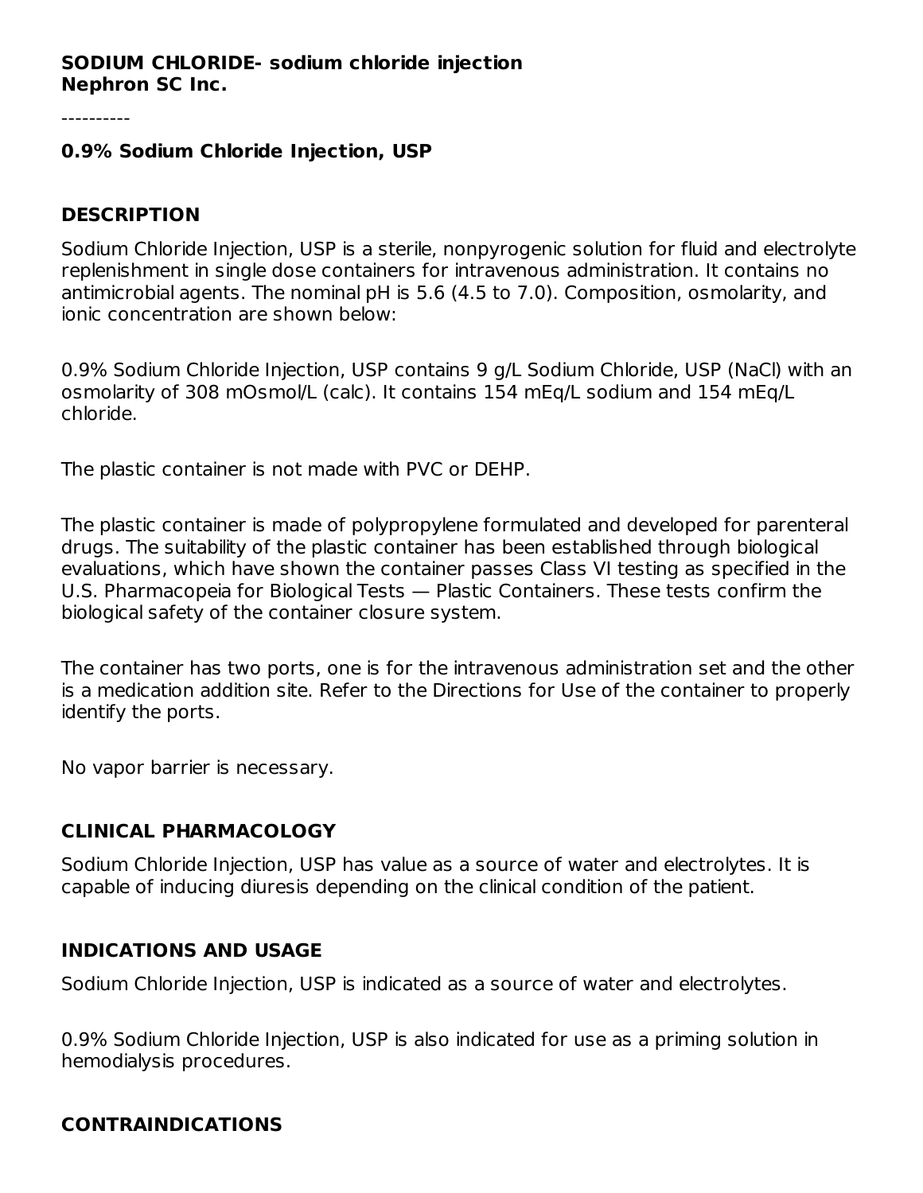**SODIUM CHLORIDE- sodium chloride injection**
**Nephron SC Inc.**

----------

**0.9% Sodium Chloride Injection, USP**

## DESCRIPTION

Sodium Chloride Injection, USP is a sterile, nonpyrogenic solution for fluid and electrolyte replenishment in single dose containers for intravenous administration. It contains no antimicrobial agents. The nominal pH is 5.6 (4.5 to 7.0). Composition, osmolarity, and ionic concentration are shown below:

0.9% Sodium Chloride Injection, USP contains 9 g/L Sodium Chloride, USP (NaCl) with an osmolarity of 308 mOsmol/L (calc). It contains 154 mEq/L sodium and 154 mEq/L chloride.

The plastic container is not made with PVC or DEHP.

The plastic container is made of polypropylene formulated and developed for parenteral drugs. The suitability of the plastic container has been established through biological evaluations, which have shown the container passes Class VI testing as specified in the U.S. Pharmacopeia for Biological Tests — Plastic Containers. These tests confirm the biological safety of the container closure system.

The container has two ports, one is for the intravenous administration set and the other is a medication addition site. Refer to the Directions for Use of the container to properly identify the ports.

No vapor barrier is necessary.

## CLINICAL PHARMACOLOGY

Sodium Chloride Injection, USP has value as a source of water and electrolytes. It is capable of inducing diuresis depending on the clinical condition of the patient.

## INDICATIONS AND USAGE

Sodium Chloride Injection, USP is indicated as a source of water and electrolytes.

0.9% Sodium Chloride Injection, USP is also indicated for use as a priming solution in hemodialysis procedures.

## CONTRAINDICATIONS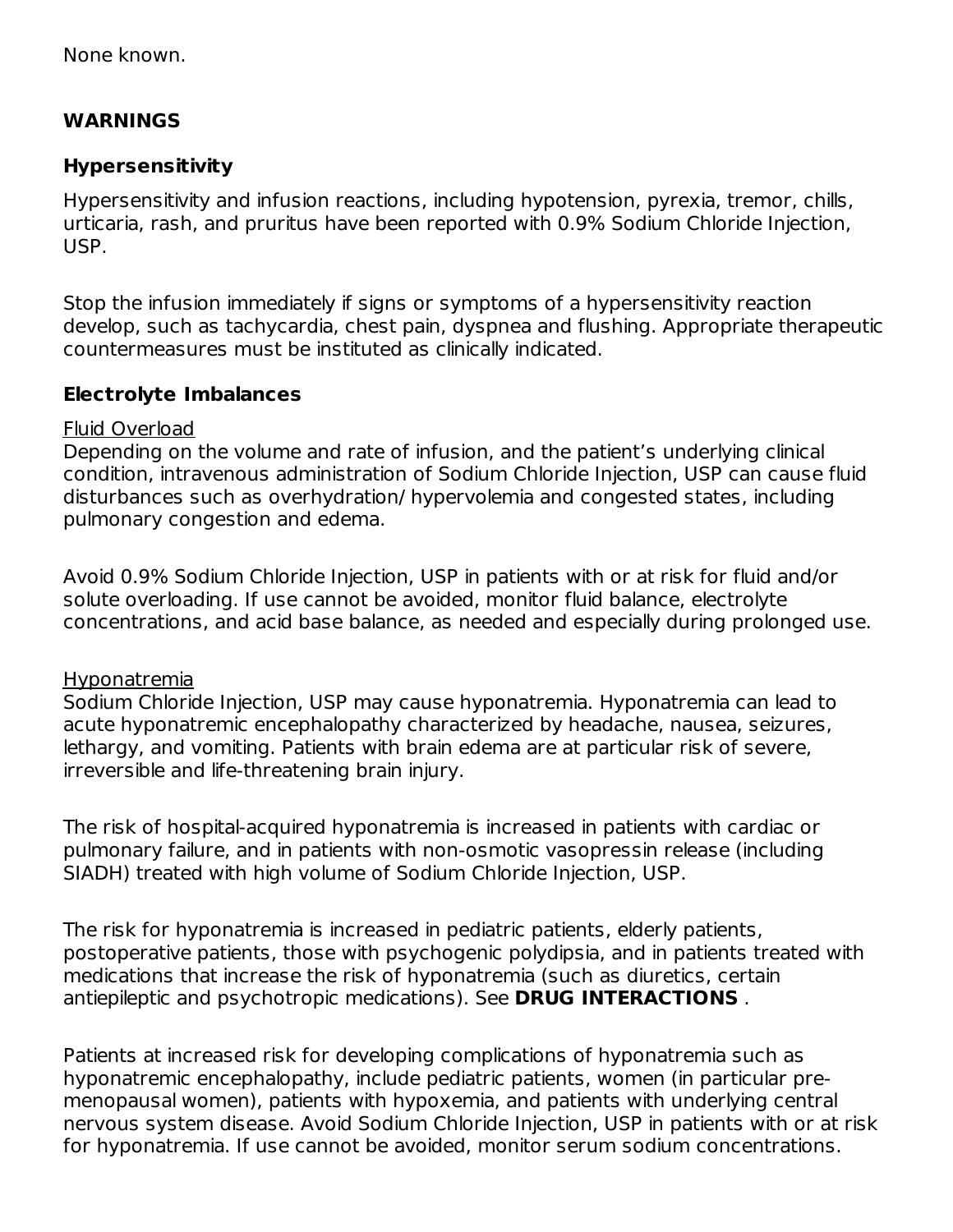None known.

## WARNINGS

### Hypersensitivity

Hypersensitivity and infusion reactions, including hypotension, pyrexia, tremor, chills, urticaria, rash, and pruritus have been reported with 0.9% Sodium Chloride Injection, USP.

Stop the infusion immediately if signs or symptoms of a hypersensitivity reaction develop, such as tachycardia, chest pain, dyspnea and flushing. Appropriate therapeutic countermeasures must be instituted as clinically indicated.

### Electrolyte Imbalances

Fluid Overload

Depending on the volume and rate of infusion, and the patient's underlying clinical condition, intravenous administration of Sodium Chloride Injection, USP can cause fluid disturbances such as overhydration/ hypervolemia and congested states, including pulmonary congestion and edema.

Avoid 0.9% Sodium Chloride Injection, USP in patients with or at risk for fluid and/or solute overloading. If use cannot be avoided, monitor fluid balance, electrolyte concentrations, and acid base balance, as needed and especially during prolonged use.

Hyponatremia

Sodium Chloride Injection, USP may cause hyponatremia. Hyponatremia can lead to acute hyponatremic encephalopathy characterized by headache, nausea, seizures, lethargy, and vomiting. Patients with brain edema are at particular risk of severe, irreversible and life-threatening brain injury.

The risk of hospital-acquired hyponatremia is increased in patients with cardiac or pulmonary failure, and in patients with non-osmotic vasopressin release (including SIADH) treated with high volume of Sodium Chloride Injection, USP.

The risk for hyponatremia is increased in pediatric patients, elderly patients, postoperative patients, those with psychogenic polydipsia, and in patients treated with medications that increase the risk of hyponatremia (such as diuretics, certain antiepileptic and psychotropic medications). See **DRUG INTERACTIONS** .

Patients at increased risk for developing complications of hyponatremia such as hyponatremic encephalopathy, include pediatric patients, women (in particular pre-menopausal women), patients with hypoxemia, and patients with underlying central nervous system disease. Avoid Sodium Chloride Injection, USP in patients with or at risk for hyponatremia. If use cannot be avoided, monitor serum sodium concentrations.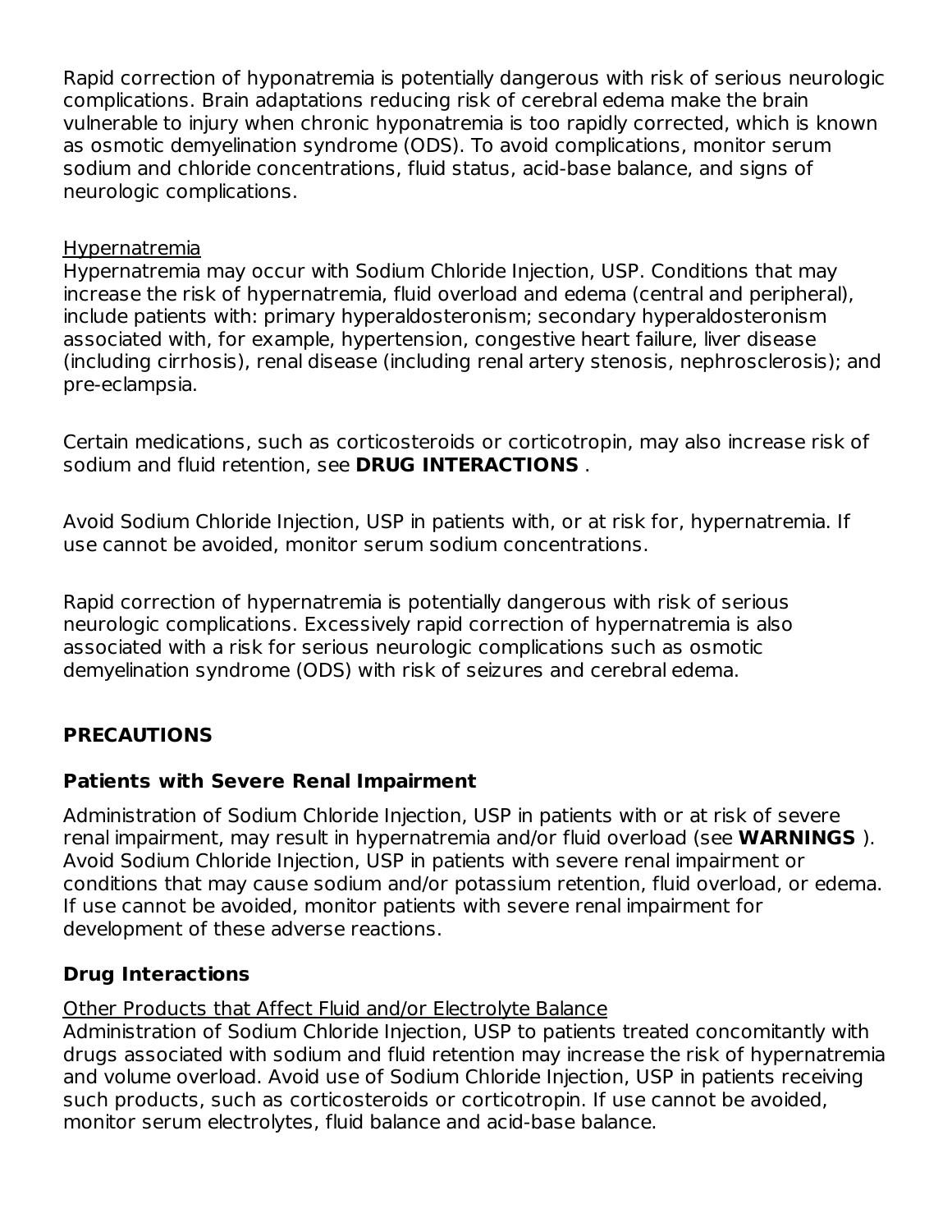Rapid correction of hyponatremia is potentially dangerous with risk of serious neurologic complications. Brain adaptations reducing risk of cerebral edema make the brain vulnerable to injury when chronic hyponatremia is too rapidly corrected, which is known as osmotic demyelination syndrome (ODS). To avoid complications, monitor serum sodium and chloride concentrations, fluid status, acid-base balance, and signs of neurologic complications.

<u>Hypernatremia</u>

Hypernatremia may occur with Sodium Chloride Injection, USP. Conditions that may increase the risk of hypernatremia, fluid overload and edema (central and peripheral), include patients with: primary hyperaldosteronism; secondary hyperaldosteronism associated with, for example, hypertension, congestive heart failure, liver disease (including cirrhosis), renal disease (including renal artery stenosis, nephrosclerosis); and pre-eclampsia.

Certain medications, such as corticosteroids or corticotropin, may also increase risk of sodium and fluid retention, see **DRUG INTERACTIONS** .

Avoid Sodium Chloride Injection, USP in patients with, or at risk for, hypernatremia. If use cannot be avoided, monitor serum sodium concentrations.

Rapid correction of hypernatremia is potentially dangerous with risk of serious neurologic complications. Excessively rapid correction of hypernatremia is also associated with a risk for serious neurologic complications such as osmotic demyelination syndrome (ODS) with risk of seizures and cerebral edema.

## PRECAUTIONS

### Patients with Severe Renal Impairment

Administration of Sodium Chloride Injection, USP in patients with or at risk of severe renal impairment, may result in hypernatremia and/or fluid overload (see **WARNINGS** ). Avoid Sodium Chloride Injection, USP in patients with severe renal impairment or conditions that may cause sodium and/or potassium retention, fluid overload, or edema. If use cannot be avoided, monitor patients with severe renal impairment for development of these adverse reactions.

### Drug Interactions

<u>Other Products that Affect Fluid and/or Electrolyte Balance</u>

Administration of Sodium Chloride Injection, USP to patients treated concomitantly with drugs associated with sodium and fluid retention may increase the risk of hypernatremia and volume overload. Avoid use of Sodium Chloride Injection, USP in patients receiving such products, such as corticosteroids or corticotropin. If use cannot be avoided, monitor serum electrolytes, fluid balance and acid-base balance.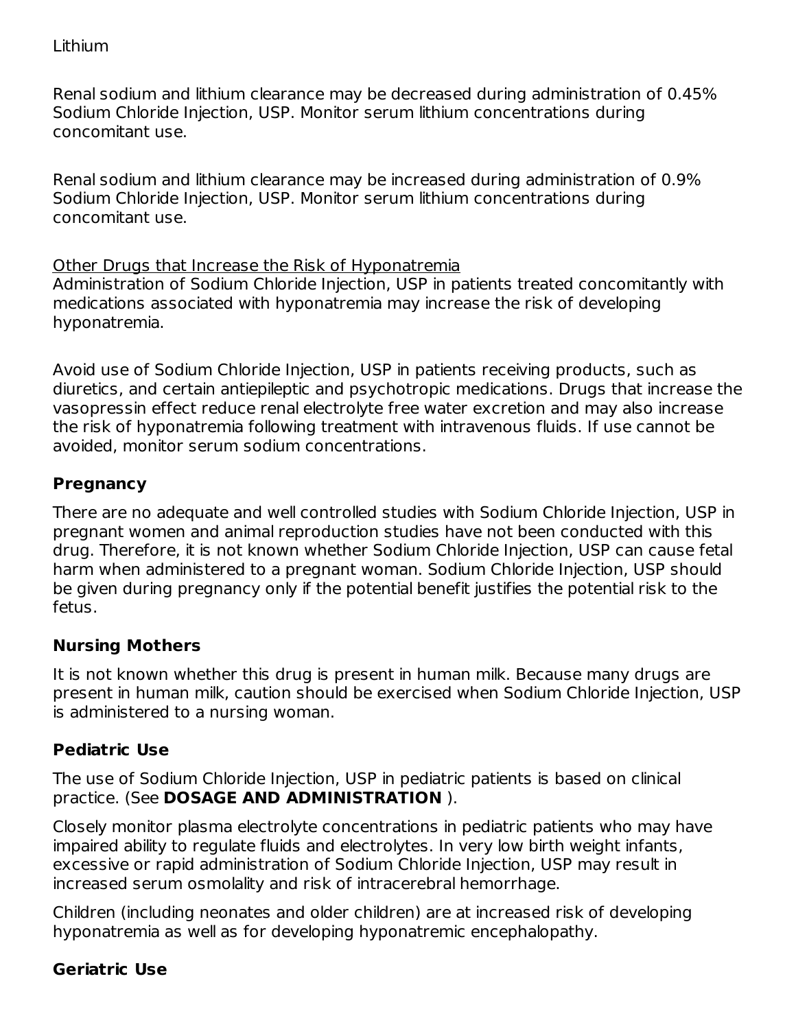Lithium

Renal sodium and lithium clearance may be decreased during administration of 0.45% Sodium Chloride Injection, USP. Monitor serum lithium concentrations during concomitant use.

Renal sodium and lithium clearance may be increased during administration of 0.9% Sodium Chloride Injection, USP. Monitor serum lithium concentrations during concomitant use.

Other Drugs that Increase the Risk of Hyponatremia

Administration of Sodium Chloride Injection, USP in patients treated concomitantly with medications associated with hyponatremia may increase the risk of developing hyponatremia.

Avoid use of Sodium Chloride Injection, USP in patients receiving products, such as diuretics, and certain antiepileptic and psychotropic medications. Drugs that increase the vasopressin effect reduce renal electrolyte free water excretion and may also increase the risk of hyponatremia following treatment with intravenous fluids. If use cannot be avoided, monitor serum sodium concentrations.

### Pregnancy

There are no adequate and well controlled studies with Sodium Chloride Injection, USP in pregnant women and animal reproduction studies have not been conducted with this drug. Therefore, it is not known whether Sodium Chloride Injection, USP can cause fetal harm when administered to a pregnant woman. Sodium Chloride Injection, USP should be given during pregnancy only if the potential benefit justifies the potential risk to the fetus.

### Nursing Mothers

It is not known whether this drug is present in human milk. Because many drugs are present in human milk, caution should be exercised when Sodium Chloride Injection, USP is administered to a nursing woman.

### Pediatric Use

The use of Sodium Chloride Injection, USP in pediatric patients is based on clinical practice. (See **DOSAGE AND ADMINISTRATION** ).

Closely monitor plasma electrolyte concentrations in pediatric patients who may have impaired ability to regulate fluids and electrolytes. In very low birth weight infants, excessive or rapid administration of Sodium Chloride Injection, USP may result in increased serum osmolality and risk of intracerebral hemorrhage.

Children (including neonates and older children) are at increased risk of developing hyponatremia as well as for developing hyponatremic encephalopathy.

### Geriatric Use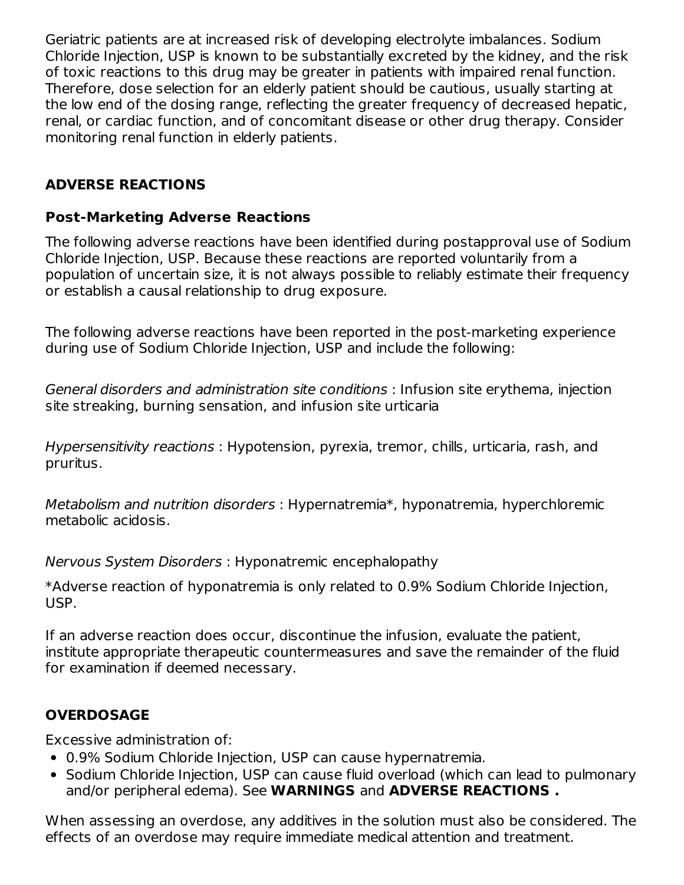Geriatric patients are at increased risk of developing electrolyte imbalances. Sodium Chloride Injection, USP is known to be substantially excreted by the kidney, and the risk of toxic reactions to this drug may be greater in patients with impaired renal function. Therefore, dose selection for an elderly patient should be cautious, usually starting at the low end of the dosing range, reflecting the greater frequency of decreased hepatic, renal, or cardiac function, and of concomitant disease or other drug therapy. Consider monitoring renal function in elderly patients.

## ADVERSE REACTIONS

### Post-Marketing Adverse Reactions

The following adverse reactions have been identified during postapproval use of Sodium Chloride Injection, USP. Because these reactions are reported voluntarily from a population of uncertain size, it is not always possible to reliably estimate their frequency or establish a causal relationship to drug exposure.

The following adverse reactions have been reported in the post-marketing experience during use of Sodium Chloride Injection, USP and include the following:

*General disorders and administration site conditions* : Infusion site erythema, injection site streaking, burning sensation, and infusion site urticaria

*Hypersensitivity reactions* : Hypotension, pyrexia, tremor, chills, urticaria, rash, and pruritus.

*Metabolism and nutrition disorders* : Hypernatremia*, hyponatremia, hyperchloremic metabolic acidosis.

*Nervous System Disorders* : Hyponatremic encephalopathy

*Adverse reaction of hyponatremia is only related to 0.9% Sodium Chloride Injection, USP.

If an adverse reaction does occur, discontinue the infusion, evaluate the patient, institute appropriate therapeutic countermeasures and save the remainder of the fluid for examination if deemed necessary.

## OVERDOSAGE

Excessive administration of:

- 0.9% Sodium Chloride Injection, USP can cause hypernatremia.
- Sodium Chloride Injection, USP can cause fluid overload (which can lead to pulmonary and/or peripheral edema). See **WARNINGS** and **ADVERSE REACTIONS .**

When assessing an overdose, any additives in the solution must also be considered. The effects of an overdose may require immediate medical attention and treatment.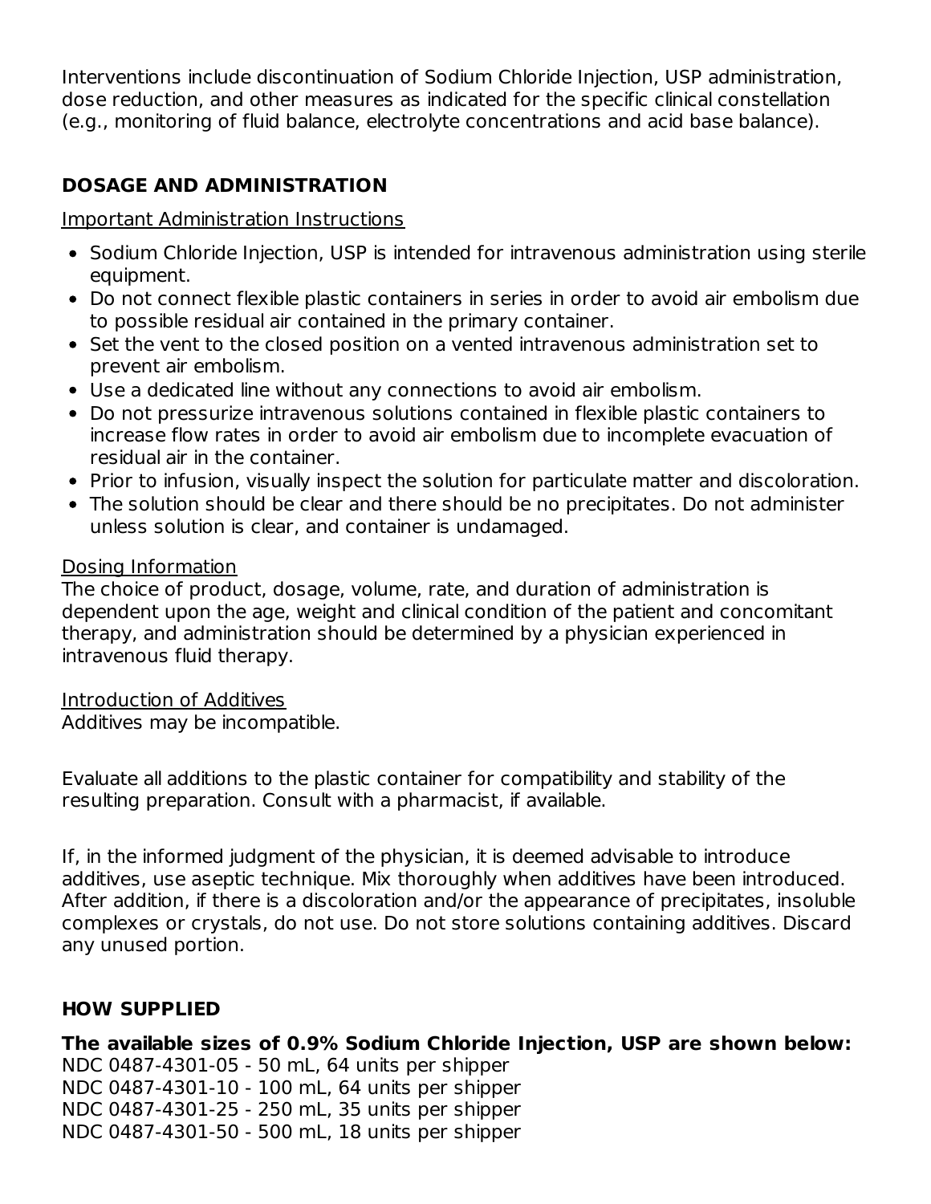Interventions include discontinuation of Sodium Chloride Injection, USP administration, dose reduction, and other measures as indicated for the specific clinical constellation (e.g., monitoring of fluid balance, electrolyte concentrations and acid base balance).

## DOSAGE AND ADMINISTRATION

Important Administration Instructions

- Sodium Chloride Injection, USP is intended for intravenous administration using sterile equipment.
- Do not connect flexible plastic containers in series in order to avoid air embolism due to possible residual air contained in the primary container.
- Set the vent to the closed position on a vented intravenous administration set to prevent air embolism.
- Use a dedicated line without any connections to avoid air embolism.
- Do not pressurize intravenous solutions contained in flexible plastic containers to increase flow rates in order to avoid air embolism due to incomplete evacuation of residual air in the container.
- Prior to infusion, visually inspect the solution for particulate matter and discoloration.
- The solution should be clear and there should be no precipitates. Do not administer unless solution is clear, and container is undamaged.

Dosing Information

The choice of product, dosage, volume, rate, and duration of administration is dependent upon the age, weight and clinical condition of the patient and concomitant therapy, and administration should be determined by a physician experienced in intravenous fluid therapy.

Introduction of Additives

Additives may be incompatible.

Evaluate all additions to the plastic container for compatibility and stability of the resulting preparation. Consult with a pharmacist, if available.

If, in the informed judgment of the physician, it is deemed advisable to introduce additives, use aseptic technique. Mix thoroughly when additives have been introduced. After addition, if there is a discoloration and/or the appearance of precipitates, insoluble complexes or crystals, do not use. Do not store solutions containing additives. Discard any unused portion.

## HOW SUPPLIED

**The available sizes of 0.9% Sodium Chloride Injection, USP are shown below:**

NDC 0487-4301-05 - 50 mL, 64 units per shipper
NDC 0487-4301-10 - 100 mL, 64 units per shipper
NDC 0487-4301-25 - 250 mL, 35 units per shipper
NDC 0487-4301-50 - 500 mL, 18 units per shipper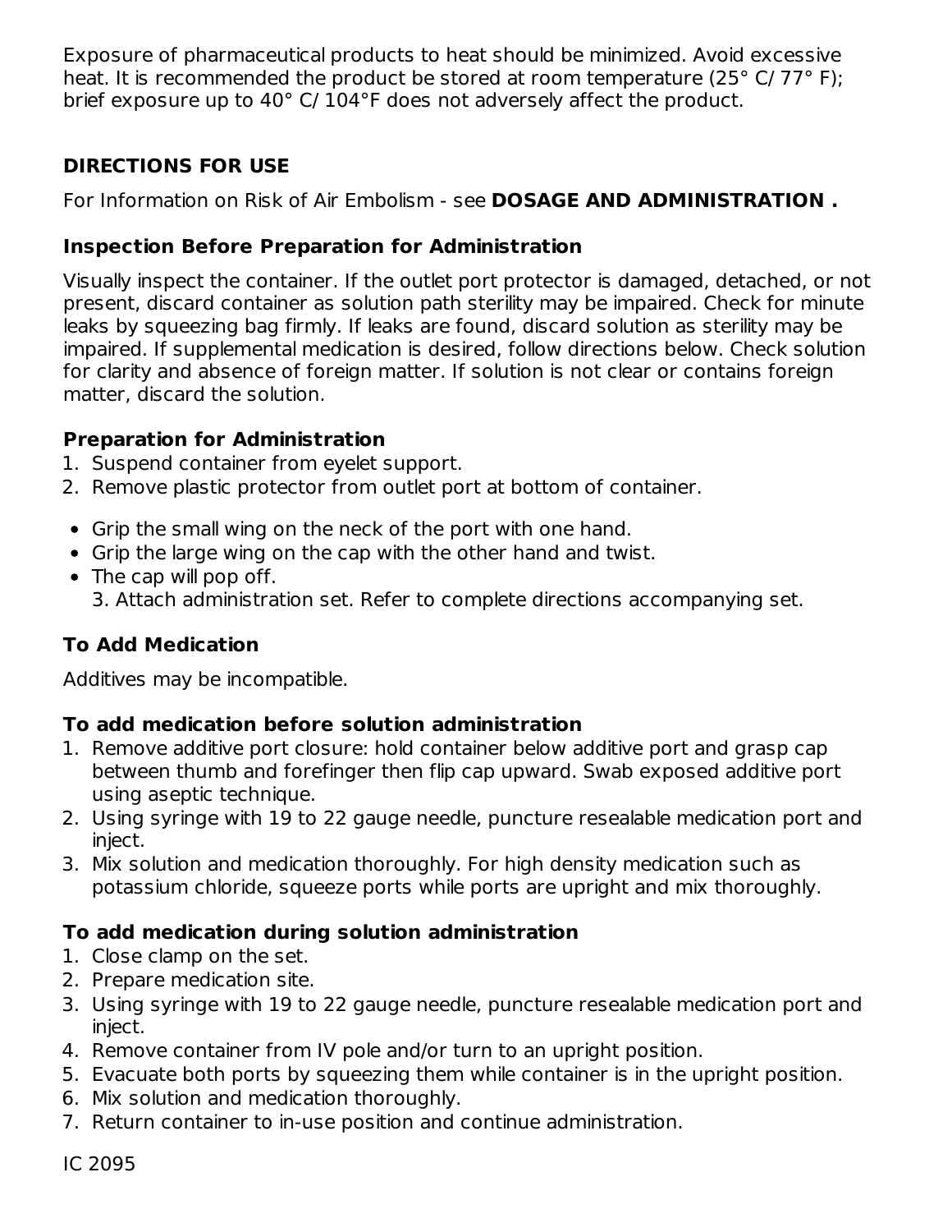Exposure of pharmaceutical products to heat should be minimized. Avoid excessive heat. It is recommended the product be stored at room temperature (25° C/ 77° F); brief exposure up to 40° C/ 104°F does not adversely affect the product.

## DIRECTIONS FOR USE

For Information on Risk of Air Embolism - see **DOSAGE AND ADMINISTRATION .**

### Inspection Before Preparation for Administration

Visually inspect the container. If the outlet port protector is damaged, detached, or not present, discard container as solution path sterility may be impaired. Check for minute leaks by squeezing bag firmly. If leaks are found, discard solution as sterility may be impaired. If supplemental medication is desired, follow directions below. Check solution for clarity and absence of foreign matter. If solution is not clear or contains foreign matter, discard the solution.

### Preparation for Administration

1. Suspend container from eyelet support.
2. Remove plastic protector from outlet port at bottom of container.

- Grip the small wing on the neck of the port with one hand.
- Grip the large wing on the cap with the other hand and twist.
- The cap will pop off.
  3. Attach administration set. Refer to complete directions accompanying set.

### To Add Medication

Additives may be incompatible.

### To add medication before solution administration

1. Remove additive port closure: hold container below additive port and grasp cap between thumb and forefinger then flip cap upward. Swab exposed additive port using aseptic technique.
2. Using syringe with 19 to 22 gauge needle, puncture resealable medication port and inject.
3. Mix solution and medication thoroughly. For high density medication such as potassium chloride, squeeze ports while ports are upright and mix thoroughly.

### To add medication during solution administration

1. Close clamp on the set.
2. Prepare medication site.
3. Using syringe with 19 to 22 gauge needle, puncture resealable medication port and inject.
4. Remove container from IV pole and/or turn to an upright position.
5. Evacuate both ports by squeezing them while container is in the upright position.
6. Mix solution and medication thoroughly.
7. Return container to in-use position and continue administration.

IC 2095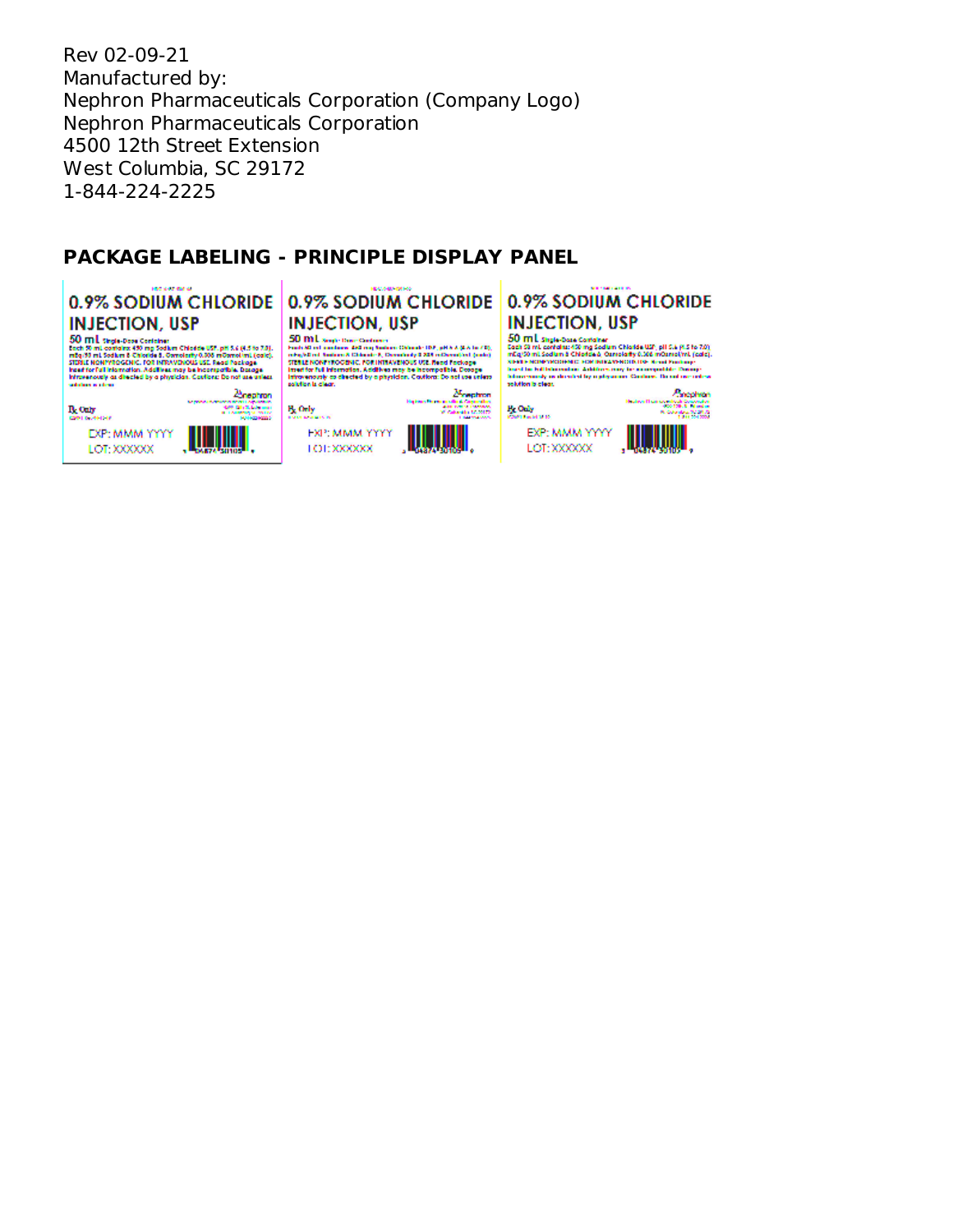Rev 02-09-21

Manufactured by:

Nephron Pharmaceuticals Corporation (Company Logo)

Nephron Pharmaceuticals Corporation

4500 12th Street Extension

West Columbia, SC 29172

1-844-224-2225

## PACKAGE LABELING - PRINCIPLE DISPLAY PANEL

0.9% SODIUM CHLORIDE INJECTION, USP

50 mL Single-Dose Container

Each 50 mL contains: 450 mg Sodium Chloride USP, pH 5.6 (4.5 to 7.0). mEq/50 mL Sodium & Chloride 8, Osmolarity 0.308 mOsmol/mL (calc). STERILE NONPYROGENIC. FOR INTRAVENOUS USE. Read Package Insert for full information. Additives may be incompatible. Dosage Intravenously as directed by a physician. Caution: Do not use unless solution is clear.

Rx Only

nephron

EXP: MMM YYYY

LOT: XXXXXX

0.9% SODIUM CHLORIDE INJECTION, USP

50 mL Single-Dose Container

Each 50 mL contains: 450 mg Sodium Chloride USP, pH 5.6 (4.5 to 7.0). mEq/50 mL Sodium & Chloride 8, Osmolarity 0.308 mOsmol/mL (calc). STERILE NONPYROGENIC. FOR INTRAVENOUS USE. Read Package Insert for full information. Additives may be incompatible. Dosage Intravenously as directed by a physician. Caution: Do not use unless solution is clear.

Rx Only

nephron

EXP: MMM YYYY

LOT: XXXXXX

0.9% SODIUM CHLORIDE INJECTION, USP

50 mL Single-Dose Container

Each 50 mL contains: 450 mg Sodium Chloride USP, pH 5.6 (4.5 to 7.0). mEq/50 mL Sodium & Chloride 8, Osmolarity 0.308 mOsmol/mL (calc). STERILE NONPYROGENIC. FOR INTRAVENOUS USE. Read Package Insert for full information. Additives may be incompatible. Dosage Intravenously as directed by a physician. Caution: Do not use unless solution is clear.

Rx Only

nephron

EXP: MMM YYYY

LOT: XXXXXX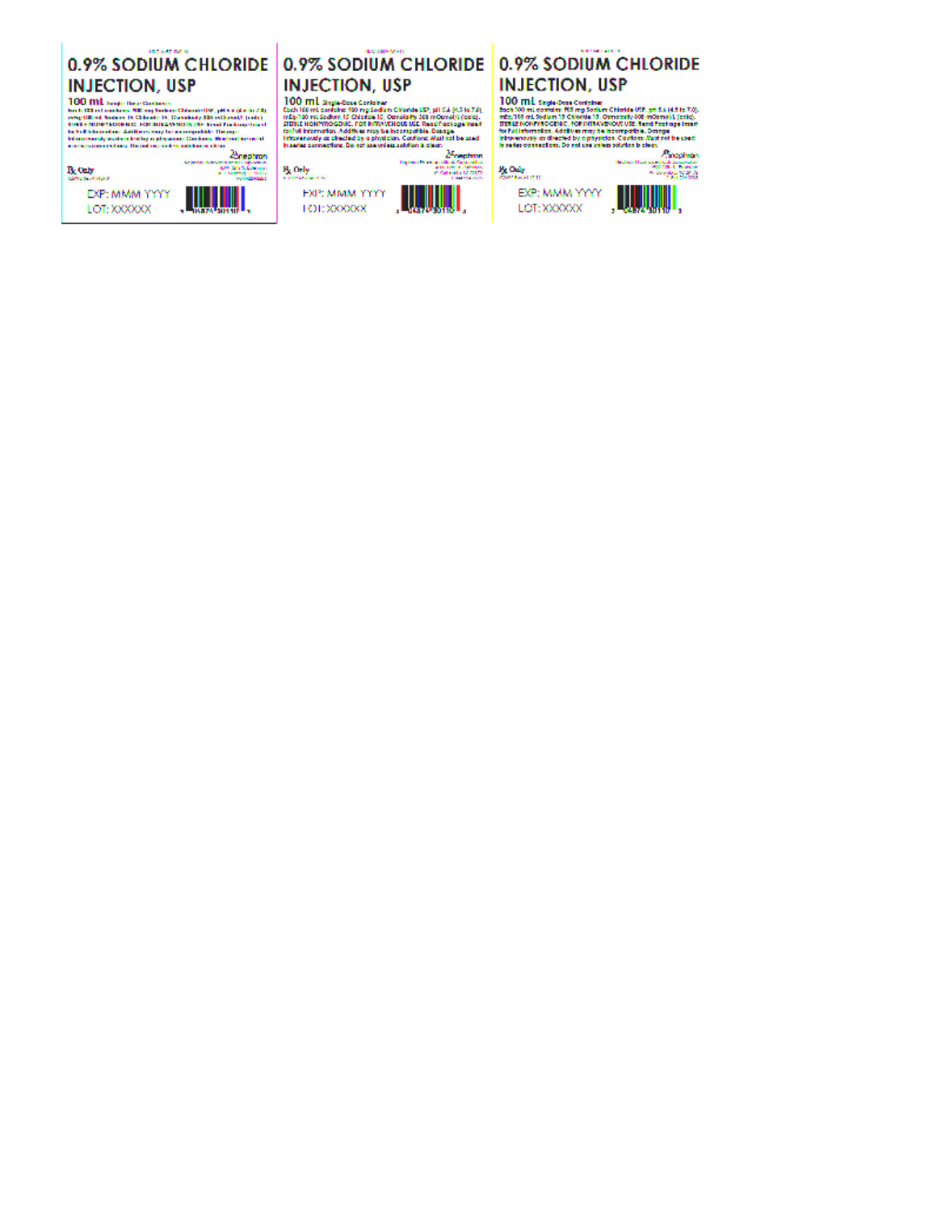# 0.9% SODIUM CHLORIDE INJECTION, USP

**100 mL** Single-Dose Container

Each 100 mL contains: 900 mg Sodium Chloride USP, pH 5.5 (4.5 to 7.0), mEq/100 mL Sodium 15 Chloride 15, Osmolarity 308 mOsmol/L (calc). STERILE NONPYROGENIC. FOR INTRAVENOUS USE. Read Package Insert for full information. Additives may be incompatible. Dosage intravenously as directed by a physician. Cautions: Must not be used in series connections. Do not use unless solution is clear.

nephron

Rx Only

EXP: MMM YYYY
LOT: XXXXXX

3 04874 30110 3

# 0.9% SODIUM CHLORIDE INJECTION, USP

**100 mL** Single-Dose Container

Each 100 mL contains: 900 mg Sodium Chloride USP, pH 5.5 (4.5 to 7.0), mEq/100 mL Sodium 15 Chloride 15, Osmolarity 308 mOsmol/L (calc). STERILE NONPYROGENIC. FOR INTRAVENOUS USE. Read Package Insert for full information. Additives may be incompatible. Dosage intravenously as directed by a physician. Cautions: Must not be used in series connections. Do not use unless solution is clear.

nephron

Rx Only

EXP: MMM YYYY
LOT: XXXXXX

3 04874 30110 3

# 0.9% SODIUM CHLORIDE INJECTION, USP

**100 mL** Single-Dose Container

Each 100 mL contains: 900 mg Sodium Chloride USP, pH 5.5 (4.5 to 7.0), mEq/100 mL Sodium 15 Chloride 15, Osmolarity 308 mOsmol/L (calc). STERILE NONPYROGENIC. FOR INTRAVENOUS USE. Read Package Insert for full information. Additives may be incompatible. Dosage intravenously as directed by a physician. Cautions: Must not be used in series connections. Do not use unless solution is clear.

nephron

Rx Only

EXP: MMM YYYY
LOT: XXXXXX

3 04874 30110 3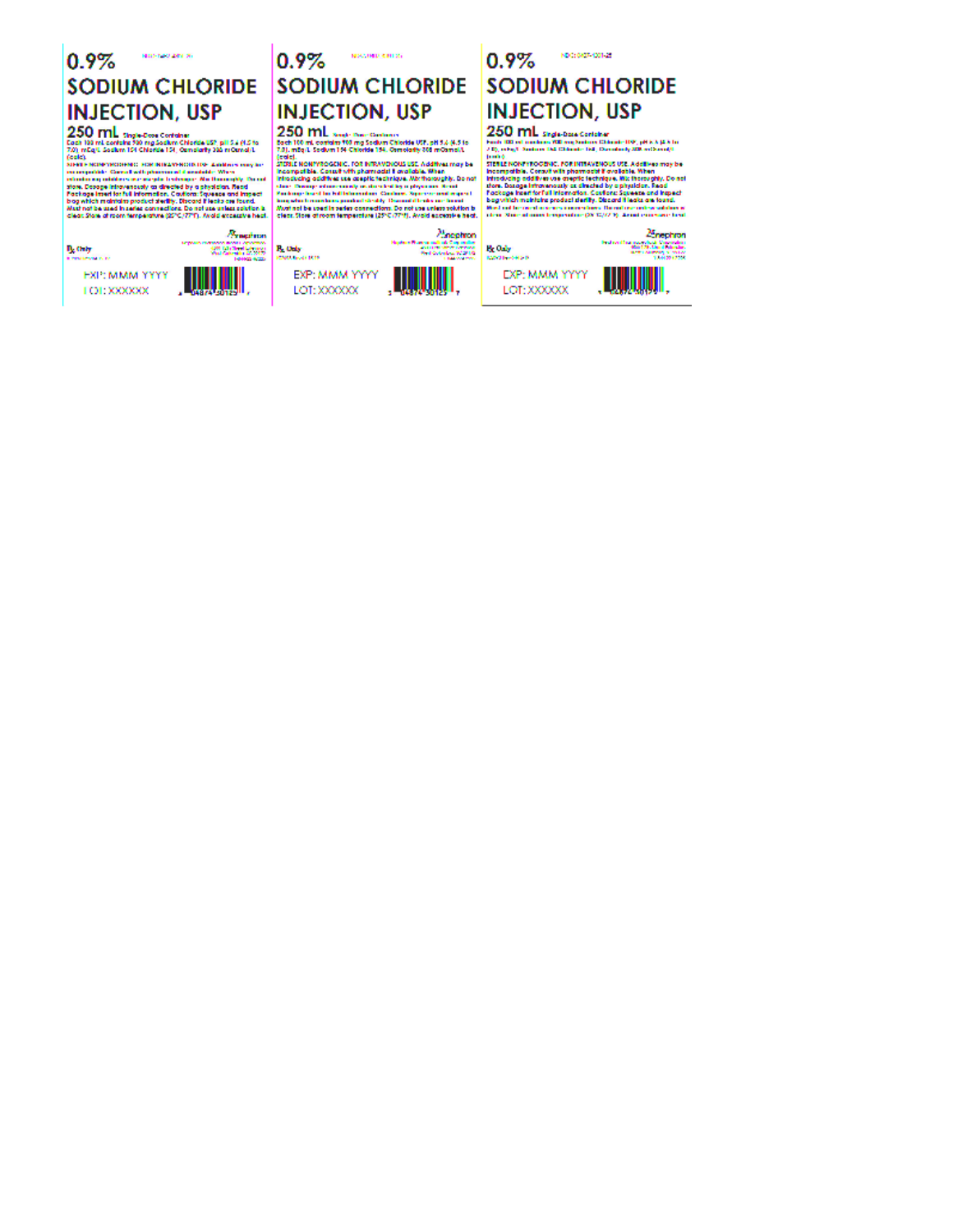0.9%

# SODIUM CHLORIDE INJECTION, USP

## 250 mL Single-Dose Container

Each 100 mL contains 900 mg Sodium Chloride USP. pH 5.6 (4.5 to 7.0). mEq/L Sodium 154 Chloride 154. Osmolarity 308 mOsmol/L (calc).

STERILE NONPYROGENIC. FOR INTRAVENOUS USE. Additives may be incompatible. Consult with pharmacist if available. When introducing additives use aseptic technique. Mix thoroughly. Do not store. Dosage intravenously as directed by a physician. Read Package Insert for full information. Cautions: Squeeze and inspect bag which maintains product sterility. Discard if leaks are found. Must not be used in series connections. Do not use unless solution is clear. Store at room temperature (25°C/77°F). Avoid excessive heat.

℞ Only

nephron

EXP: MMM YYYY

LOT: XXXXXX

0.9%

# SODIUM CHLORIDE INJECTION, USP

## 250 mL Single-Dose Container

Each 100 mL contains 900 mg Sodium Chloride USP. pH 5.6 (4.5 to 7.0). mEq/L Sodium 154 Chloride 154. Osmolarity 308 mOsmol/L (calc).

STERILE NONPYROGENIC. FOR INTRAVENOUS USE. Additives may be incompatible. Consult with pharmacist if available. When introducing additives use aseptic technique. Mix thoroughly. Do not store. Dosage intravenously as directed by a physician. Read Package Insert for full information. Cautions: Squeeze and inspect bag which maintains product sterility. Discard if leaks are found. Must not be used in series connections. Do not use unless solution is clear. Store at room temperature (25°C/77°F). Avoid excessive heat.

℞ Only

nephron

EXP: MMM YYYY

LOT: XXXXXX

0.9%

# SODIUM CHLORIDE INJECTION, USP

## 250 mL Single-Dose Container

Each 100 mL contains 900 mg Sodium Chloride USP. pH 5.6 (4.5 to 7.0). mEq/L Sodium 154 Chloride 154. Osmolarity 308 mOsmol/L (calc).

STERILE NONPYROGENIC. FOR INTRAVENOUS USE. Additives may be incompatible. Consult with pharmacist if available. When introducing additives use aseptic technique. Mix thoroughly. Do not store. Dosage intravenously as directed by a physician. Read Package Insert for full information. Cautions: Squeeze and inspect bag which maintains product sterility. Discard if leaks are found. Must not be used in series connections. Do not use unless solution is clear. Store at room temperature (25°C/77°F). Avoid excessive heat.

℞ Only

nephron

EXP: MMM YYYY

LOT: XXXXXX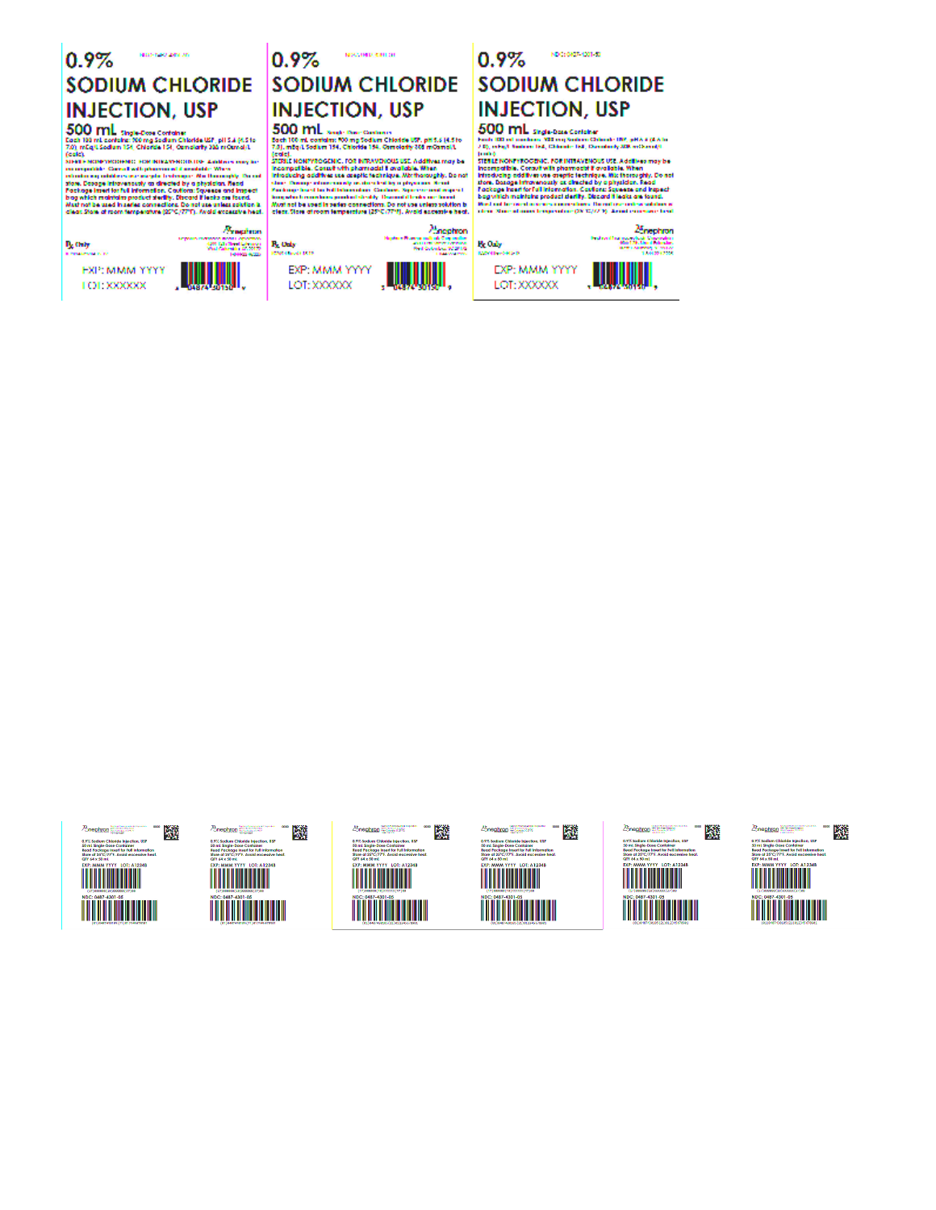0.9%

# SODIUM CHLORIDE INJECTION, USP

**500 mL** Single-Dose Container

Each 100 mL contains: 900 mg Sodium Chloride USP. pH 5.6 (4.5 to 7.0). mEq/L Sodium 154, Chloride 154. Osmolarity 308 mOsmol/L (calc).

STERILE NONPYROGENIC. FOR INTRAVENOUS USE. Additives may be incompatible. Consult with pharmacist if available. When introducing additives use aseptic technique. Mix thoroughly. Do not store. Dosage intravenously as directed by a physician. Read Package Insert for full information. Cautions: Squeeze and inspect bag which maintains product sterility. Discard if leaks are found. Must not be used in series connections. Do not use unless solution is clear. Store at room temperature (25°C/77°F). Avoid excessive heat.

Rx Only

nephron

EXP: MMM YYYY

LOT: XXXXXX

0.9% Sodium Chloride Injection, USP
50 mL Single-Dose Container
Read Package Insert for full information
Store at 25°C/77°F. Avoid excessive heat.
QTY 64 x 50 mL

EXP: MMM YYYY LOT: A12348

NDC: 0487-4301-05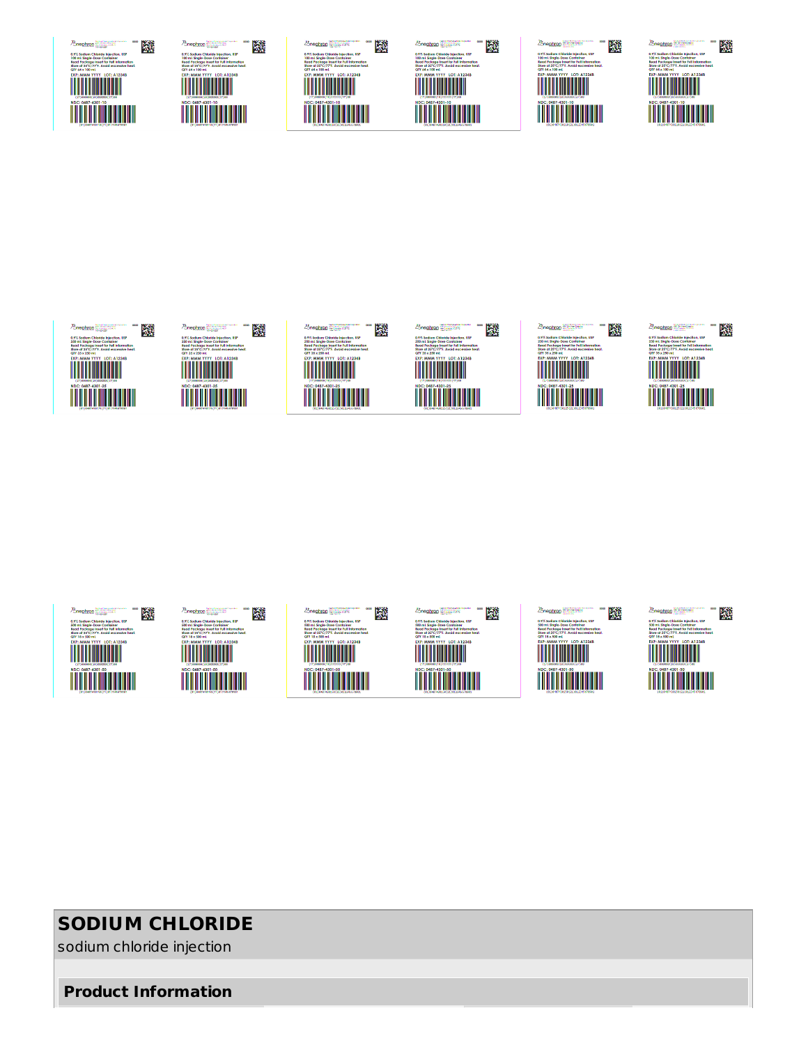0.9% Sodium Chloride Injection, USP
100 mL Single-Dose Container
Read Package Insert for Full Information
Store at 25°C/77°F. Avoid excessive heat.
QTY 64 x 100 mL
EXP: MMM YYYY LOT: A12348
NDC: 0487-4301-10

0.9% Sodium Chloride Injection, USP
250 mL Single-Dose Container
Read Package Insert for Full Information
Store at 25°C/77°F. Avoid excessive heat.
QTY 35 x 250 mL
EXP: MMM YYYY LOT: A12348
NDC: 0487-4301-25

0.9% Sodium Chloride Injection, USP
500 mL Single-Dose Container
Read Package Insert for Full Information
Store at 25°C/77°F. Avoid excessive heat.
QTY 18 x 500 mL
EXP: MMM YYYY LOT: A12348
NDC: 0487-4301-50

# SODIUM CHLORIDE

sodium chloride injection

## Product Information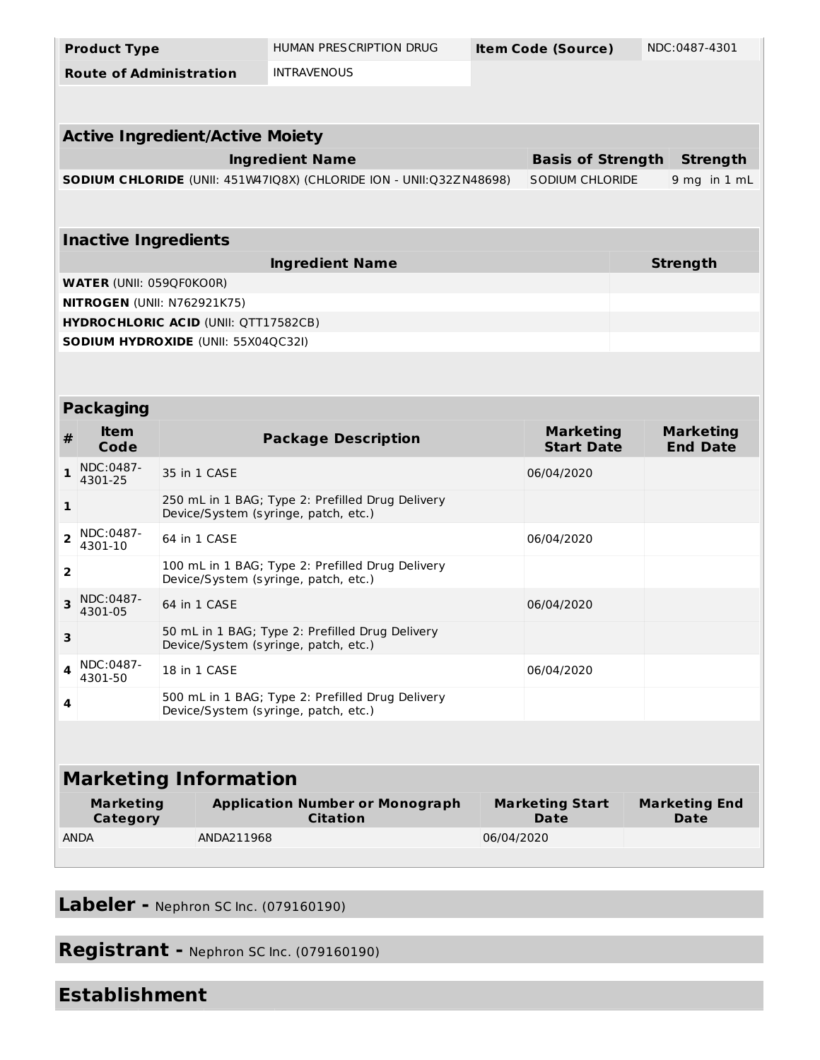| Product Type | HUMAN PRESCRIPTION DRUG | Item Code (Source) | NDC:0487-4301 |
|---|---|---|---|
| Route of Administration | INTRAVENOUS | | |

| Active Ingredient/Active Moiety | | |
|---|---|---|
| Ingredient Name | Basis of Strength | Strength |
| **SODIUM CHLORIDE** (UNII: 451W47IQ8X) (CHLORIDE ION - UNII:Q32ZN48698) | SODIUM CHLORIDE | 9 mg in 1 mL |

| Inactive Ingredients | |
|---|---|
| Ingredient Name | Strength |
| **WATER** (UNII: 059QF0KO0R) | |
| **NITROGEN** (UNII: N762921K75) | |
| **HYDROCHLORIC ACID** (UNII: QTT17582CB) | |
| **SODIUM HYDROXIDE** (UNII: 55X04QC32I) | |

| Packaging | | | | |
|---|---|---|---|---|
| # | Item Code | Package Description | Marketing Start Date | Marketing End Date |
| 1 | NDC:0487-4301-25 | 35 in 1 CASE | 06/04/2020 | |
| 1 | | 250 mL in 1 BAG; Type 2: Prefilled Drug Delivery Device/System (syringe, patch, etc.) | | |
| 2 | NDC:0487-4301-10 | 64 in 1 CASE | 06/04/2020 | |
| 2 | | 100 mL in 1 BAG; Type 2: Prefilled Drug Delivery Device/System (syringe, patch, etc.) | | |
| 3 | NDC:0487-4301-05 | 64 in 1 CASE | 06/04/2020 | |
| 3 | | 50 mL in 1 BAG; Type 2: Prefilled Drug Delivery Device/System (syringe, patch, etc.) | | |
| 4 | NDC:0487-4301-50 | 18 in 1 CASE | 06/04/2020 | |
| 4 | | 500 mL in 1 BAG; Type 2: Prefilled Drug Delivery Device/System (syringe, patch, etc.) | | |

| Marketing Information | | | |
|---|---|---|---|
| Marketing Category | Application Number or Monograph Citation | Marketing Start Date | Marketing End Date |
| ANDA | ANDA211968 | 06/04/2020 | |

## Labeler - Nephron SC Inc. (079160190)

## Registrant - Nephron SC Inc. (079160190)

## Establishment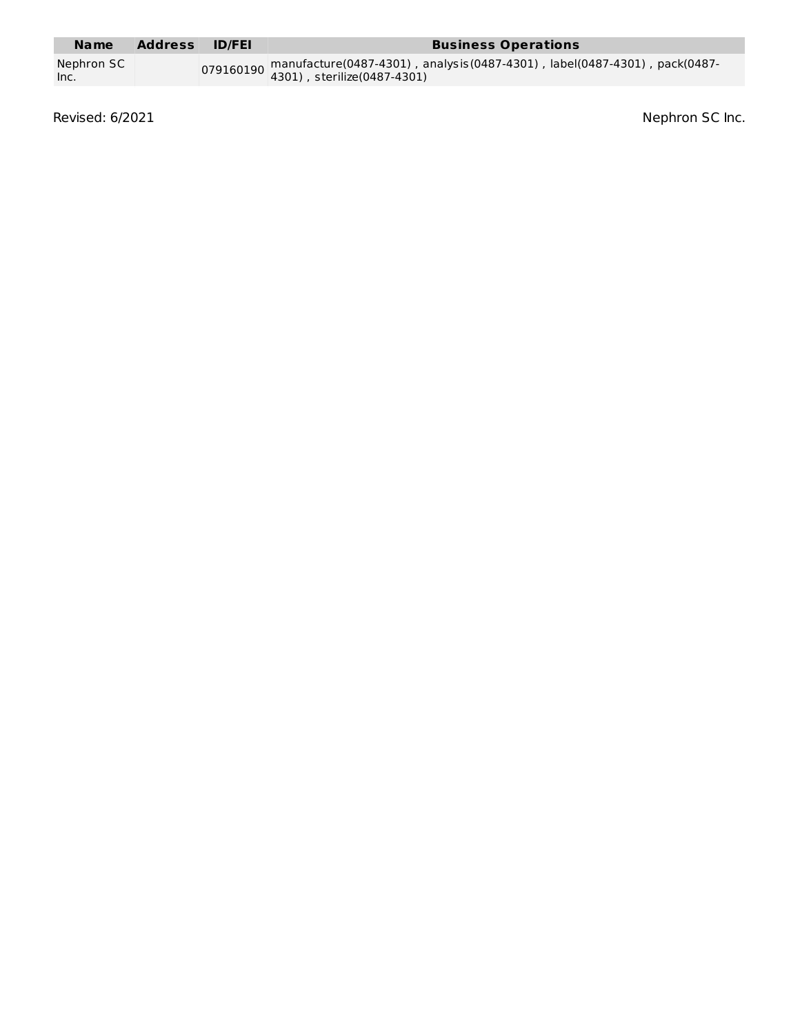| Name | Address | ID/FEI | Business Operations |
| --- | --- | --- | --- |
| Nephron SC Inc. | | 079160190 | manufacture(0487-4301) , analysis(0487-4301) , label(0487-4301) , pack(0487-4301) , sterilize(0487-4301) |

Revised: 6/2021

Nephron SC Inc.